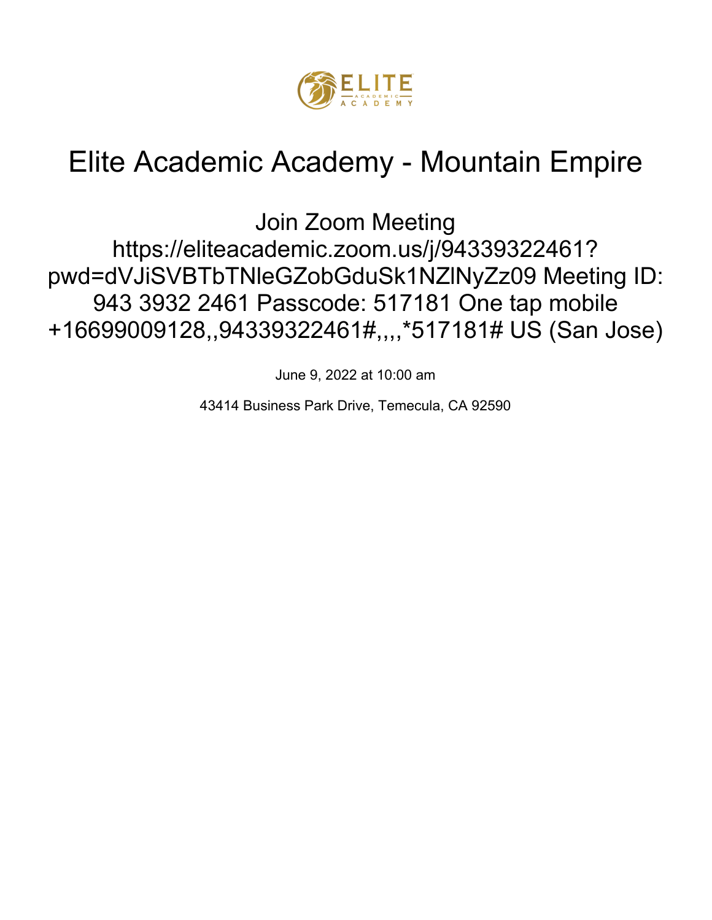# Elite Academic Academy - Mountain Empire

Join Zoom Meeting https://eliteacademic.zoom.us/j/94339322461?pwd=dVJiSVBTbTNleGZobGduSk1NZlNyZz09 Meeting ID: 943 3932 2461 Passcode: 517181 One tap mobile +16699009128,,94339322461#,,,,*517181# US (San Jose)

June 9, 2022 at 10:00 am

43414 Business Park Drive, Temecula, CA 92590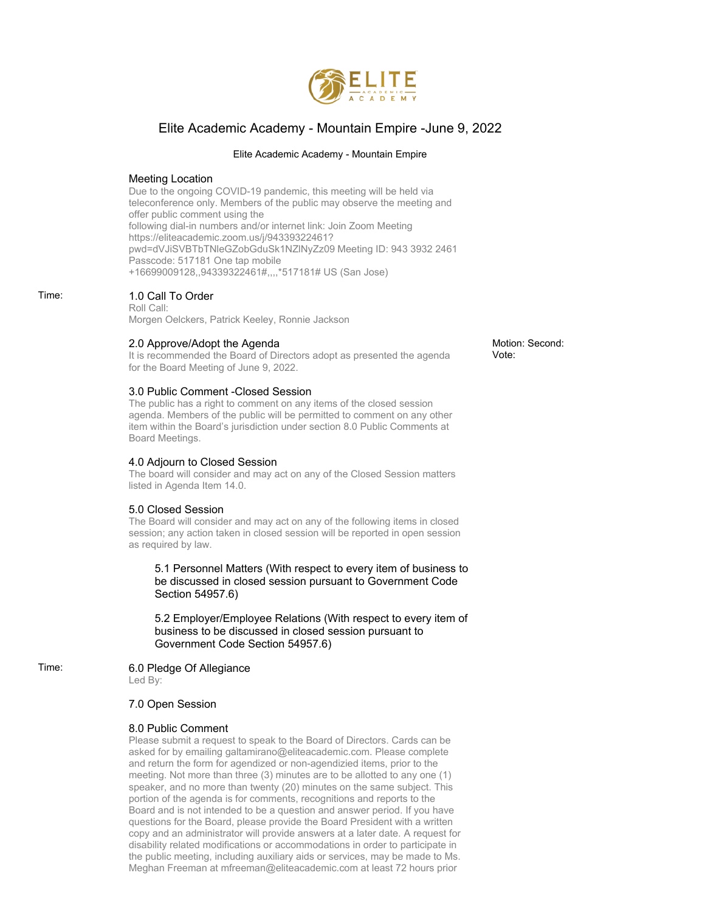# Elite Academic Academy - Mountain Empire -June 9, 2022

Elite Academic Academy - Mountain Empire

## Meeting Location

Due to the ongoing COVID-19 pandemic, this meeting will be held via teleconference only. Members of the public may observe the meeting and offer public comment using the following dial-in numbers and/or internet link: Join Zoom Meeting https://eliteacademic.zoom.us/j/94339322461?pwd=dVJiSVBTbTNleGZobGduSk1NZlNyZz09 Meeting ID: 943 3932 2461 Passcode: 517181 One tap mobile +16699009128,,94339322461#,,,,*517181# US (San Jose)

Time:

## 1.0 Call To Order

Roll Call:
Morgen Oelckers, Patrick Keeley, Ronnie Jackson

## 2.0 Approve/Adopt the Agenda

It is recommended the Board of Directors adopt as presented the agenda for the Board Meeting of June 9, 2022.

Motion: Second:
Vote:

## 3.0 Public Comment -Closed Session

The public has a right to comment on any items of the closed session agenda. Members of the public will be permitted to comment on any other item within the Board's jurisdiction under section 8.0 Public Comments at Board Meetings.

## 4.0 Adjourn to Closed Session

The board will consider and may act on any of the Closed Session matters listed in Agenda Item 14.0.

## 5.0 Closed Session

The Board will consider and may act on any of the following items in closed session; any action taken in closed session will be reported in open session as required by law.

### 5.1 Personnel Matters (With respect to every item of business to be discussed in closed session pursuant to Government Code Section 54957.6)

### 5.2 Employer/Employee Relations (With respect to every item of business to be discussed in closed session pursuant to Government Code Section 54957.6)

Time:

## 6.0 Pledge Of Allegiance

Led By:

## 7.0 Open Session

## 8.0 Public Comment

Please submit a request to speak to the Board of Directors. Cards can be asked for by emailing galtamirano@eliteacademic.com. Please complete and return the form for agendized or non-agendizied items, prior to the meeting. Not more than three (3) minutes are to be allotted to any one (1) speaker, and no more than twenty (20) minutes on the same subject. This portion of the agenda is for comments, recognitions and reports to the Board and is not intended to be a question and answer period. If you have questions for the Board, please provide the Board President with a written copy and an administrator will provide answers at a later date. A request for disability related modifications or accommodations in order to participate in the public meeting, including auxiliary aids or services, may be made to Ms. Meghan Freeman at mfreeman@eliteacademic.com at least 72 hours prior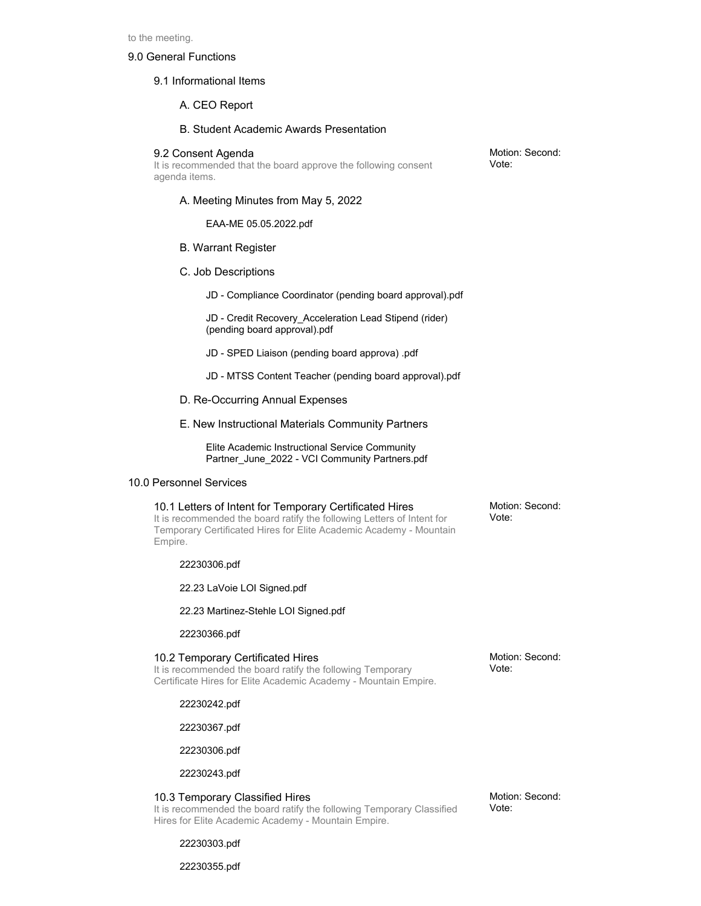to the meeting.

## 9.0 General Functions

### 9.1 Informational Items

A. CEO Report

B. Student Academic Awards Presentation

### 9.2 Consent Agenda

It is recommended that the board approve the following consent agenda items.

Motion: Second:
Vote:

A. Meeting Minutes from May 5, 2022

EAA-ME 05.05.2022.pdf

B. Warrant Register

C. Job Descriptions

JD - Compliance Coordinator (pending board approval).pdf

JD - Credit Recovery_Acceleration Lead Stipend (rider) (pending board approval).pdf

JD - SPED Liaison (pending board approva) .pdf

JD - MTSS Content Teacher (pending board approval).pdf

D. Re-Occurring Annual Expenses

E. New Instructional Materials Community Partners

Elite Academic Instructional Service Community Partner_June_2022 - VCI Community Partners.pdf

## 10.0 Personnel Services

### 10.1 Letters of Intent for Temporary Certificated Hires

It is recommended the board ratify the following Letters of Intent for Temporary Certificated Hires for Elite Academic Academy - Mountain Empire.

Motion: Second:
Vote:

22230306.pdf

22.23 LaVoie LOI Signed.pdf

22.23 Martinez-Stehle LOI Signed.pdf

22230366.pdf

### 10.2 Temporary Certificated Hires

It is recommended the board ratify the following Temporary Certificate Hires for Elite Academic Academy - Mountain Empire.

Motion: Second:
Vote:

22230242.pdf

22230367.pdf

22230306.pdf

22230243.pdf

### 10.3 Temporary Classified Hires

It is recommended the board ratify the following Temporary Classified Hires for Elite Academic Academy - Mountain Empire.

Motion: Second:
Vote:

22230303.pdf

22230355.pdf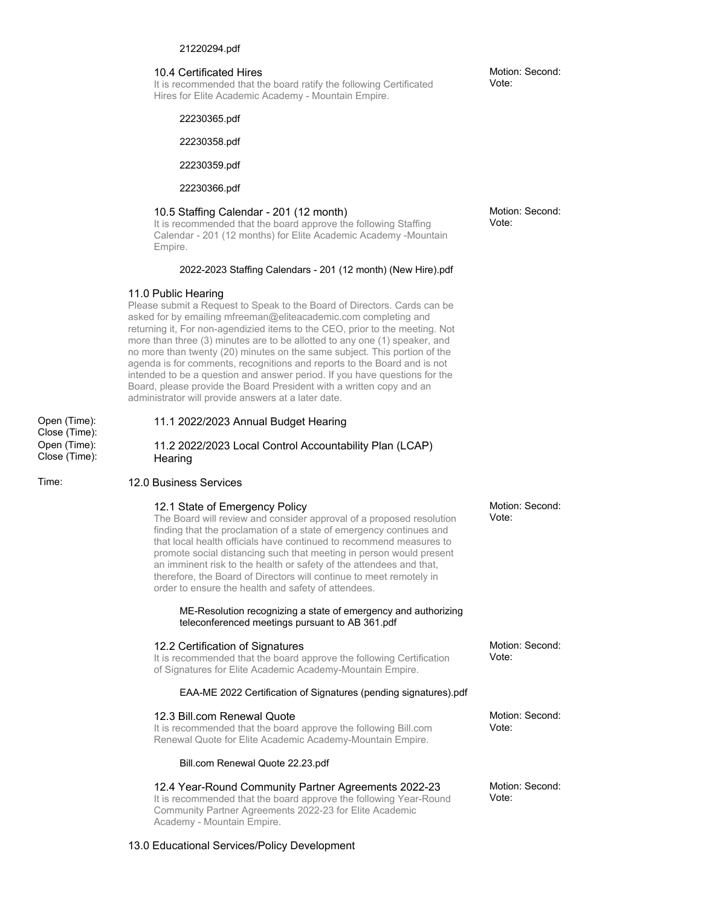21220294.pdf

### 10.4 Certificated Hires

It is recommended that the board ratify the following Certificated Hires for Elite Academic Academy - Mountain Empire.

Motion: Second:
Vote:

22230365.pdf

22230358.pdf

22230359.pdf

22230366.pdf

### 10.5 Staffing Calendar - 201 (12 month)

It is recommended that the board approve the following Staffing Calendar - 201 (12 months) for Elite Academic Academy -Mountain Empire.

Motion: Second:
Vote:

2022-2023 Staffing Calendars - 201 (12 month) (New Hire).pdf

## 11.0 Public Hearing

Please submit a Request to Speak to the Board of Directors. Cards can be asked for by emailing mfreeman@eliteacademic.com completing and returning it, For non-agendizied items to the CEO, prior to the meeting. Not more than three (3) minutes are to be allotted to any one (1) speaker, and no more than twenty (20) minutes on the same subject. This portion of the agenda is for comments, recognitions and reports to the Board and is not intended to be a question and answer period. If you have questions for the Board, please provide the Board President with a written copy and an administrator will provide answers at a later date.

Open (Time):
Close (Time):

### 11.1 2022/2023 Annual Budget Hearing

Open (Time):
Close (Time):

### 11.2 2022/2023 Local Control Accountability Plan (LCAP) Hearing

Time:

## 12.0 Business Services

### 12.1 State of Emergency Policy

The Board will review and consider approval of a proposed resolution finding that the proclamation of a state of emergency continues and that local health officials have continued to recommend measures to promote social distancing such that meeting in person would present an imminent risk to the health or safety of the attendees and that, therefore, the Board of Directors will continue to meet remotely in order to ensure the health and safety of attendees.

Motion: Second:
Vote:

ME-Resolution recognizing a state of emergency and authorizing teleconferenced meetings pursuant to AB 361.pdf

### 12.2 Certification of Signatures

It is recommended that the board approve the following Certification of Signatures for Elite Academic Academy-Mountain Empire.

Motion: Second:
Vote:

EAA-ME 2022 Certification of Signatures (pending signatures).pdf

### 12.3 Bill.com Renewal Quote

It is recommended that the board approve the following Bill.com Renewal Quote for Elite Academic Academy-Mountain Empire.

Motion: Second:
Vote:

Bill.com Renewal Quote 22.23.pdf

### 12.4 Year-Round Community Partner Agreements 2022-23

It is recommended that the board approve the following Year-Round Community Partner Agreements 2022-23 for Elite Academic Academy - Mountain Empire.

Motion: Second:
Vote:

## 13.0 Educational Services/Policy Development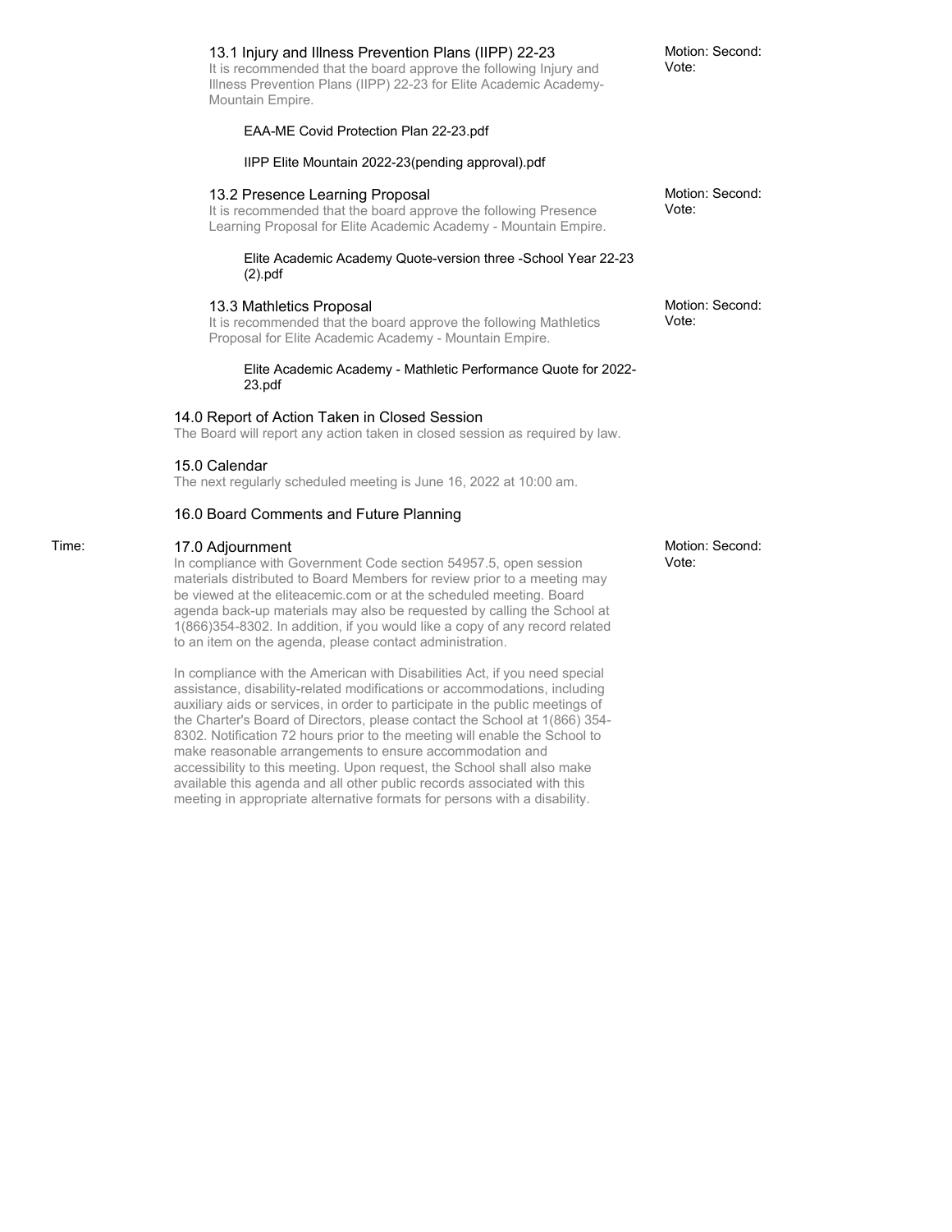### 13.1 Injury and Illness Prevention Plans (IIPP) 22-23

Motion: Second:
Vote:

It is recommended that the board approve the following Injury and Illness Prevention Plans (IIPP) 22-23 for Elite Academic Academy-Mountain Empire.

EAA-ME Covid Protection Plan 22-23.pdf

IIPP Elite Mountain 2022-23(pending approval).pdf

### 13.2 Presence Learning Proposal

Motion: Second:
Vote:

It is recommended that the board approve the following Presence Learning Proposal for Elite Academic Academy - Mountain Empire.

Elite Academic Academy Quote-version three -School Year 22-23 (2).pdf

### 13.3 Mathletics Proposal

Motion: Second:
Vote:

It is recommended that the board approve the following Mathletics Proposal for Elite Academic Academy - Mountain Empire.

Elite Academic Academy - Mathletic Performance Quote for 2022-23.pdf

## 14.0 Report of Action Taken in Closed Session

The Board will report any action taken in closed session as required by law.

## 15.0 Calendar

The next regularly scheduled meeting is June 16, 2022 at 10:00 am.

## 16.0 Board Comments and Future Planning

## 17.0 Adjournment

Time:

Motion: Second:
Vote:

In compliance with Government Code section 54957.5, open session materials distributed to Board Members for review prior to a meeting may be viewed at the eliteacemic.com or at the scheduled meeting. Board agenda back-up materials may also be requested by calling the School at 1(866)354-8302. In addition, if you would like a copy of any record related to an item on the agenda, please contact administration.

In compliance with the American with Disabilities Act, if you need special assistance, disability-related modifications or accommodations, including auxiliary aids or services, in order to participate in the public meetings of the Charter's Board of Directors, please contact the School at 1(866) 354-8302. Notification 72 hours prior to the meeting will enable the School to make reasonable arrangements to ensure accommodation and accessibility to this meeting. Upon request, the School shall also make available this agenda and all other public records associated with this meeting in appropriate alternative formats for persons with a disability.